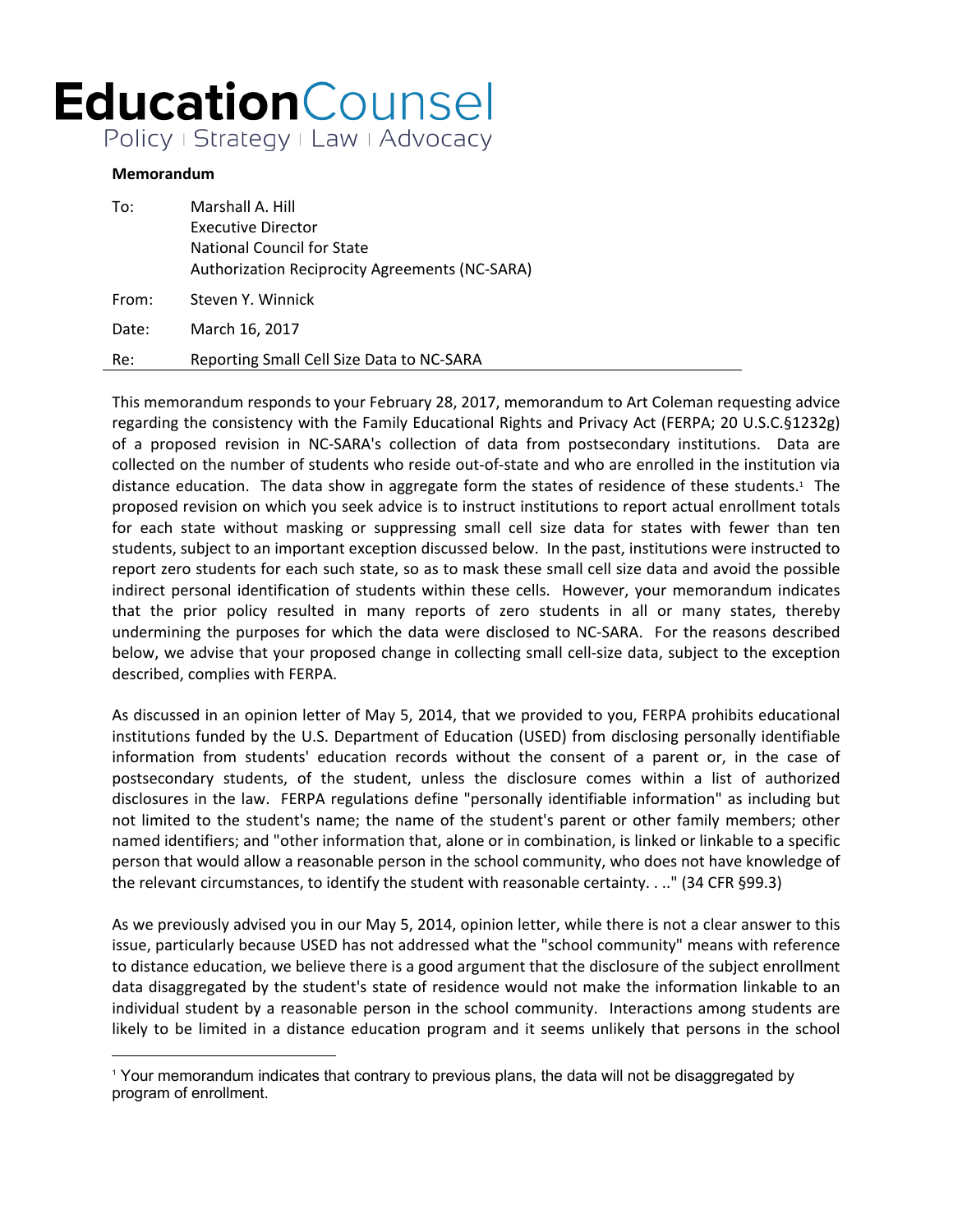# EducationCounsel

Policy | Strategy | Law | Advocacy

**Memorandum**

| | |
|---|---|
| To: | Marshall A. Hill<br>Executive Director<br>National Council for State<br>Authorization Reciprocity Agreements (NC-SARA) |
| From: | Steven Y. Winnick |
| Date: | March 16, 2017 |
| Re: | Reporting Small Cell Size Data to NC-SARA |

This memorandum responds to your February 28, 2017, memorandum to Art Coleman requesting advice regarding the consistency with the Family Educational Rights and Privacy Act (FERPA; 20 U.S.C.§1232g) of a proposed revision in NC-SARA's collection of data from postsecondary institutions. Data are collected on the number of students who reside out-of-state and who are enrolled in the institution via distance education. The data show in aggregate form the states of residence of these students.[1] The proposed revision on which you seek advice is to instruct institutions to report actual enrollment totals for each state without masking or suppressing small cell size data for states with fewer than ten students, subject to an important exception discussed below. In the past, institutions were instructed to report zero students for each such state, so as to mask these small cell size data and avoid the possible indirect personal identification of students within these cells. However, your memorandum indicates that the prior policy resulted in many reports of zero students in all or many states, thereby undermining the purposes for which the data were disclosed to NC-SARA. For the reasons described below, we advise that your proposed change in collecting small cell-size data, subject to the exception described, complies with FERPA.

As discussed in an opinion letter of May 5, 2014, that we provided to you, FERPA prohibits educational institutions funded by the U.S. Department of Education (USED) from disclosing personally identifiable information from students' education records without the consent of a parent or, in the case of postsecondary students, of the student, unless the disclosure comes within a list of authorized disclosures in the law. FERPA regulations define "personally identifiable information" as including but not limited to the student's name; the name of the student's parent or other family members; other named identifiers; and "other information that, alone or in combination, is linked or linkable to a specific person that would allow a reasonable person in the school community, who does not have knowledge of the relevant circumstances, to identify the student with reasonable certainty. . .." (34 CFR §99.3)

As we previously advised you in our May 5, 2014, opinion letter, while there is not a clear answer to this issue, particularly because USED has not addressed what the "school community" means with reference to distance education, we believe there is a good argument that the disclosure of the subject enrollment data disaggregated by the student's state of residence would not make the information linkable to an individual student by a reasonable person in the school community. Interactions among students are likely to be limited in a distance education program and it seems unlikely that persons in the school

[1] Your memorandum indicates that contrary to previous plans, the data will not be disaggregated by program of enrollment.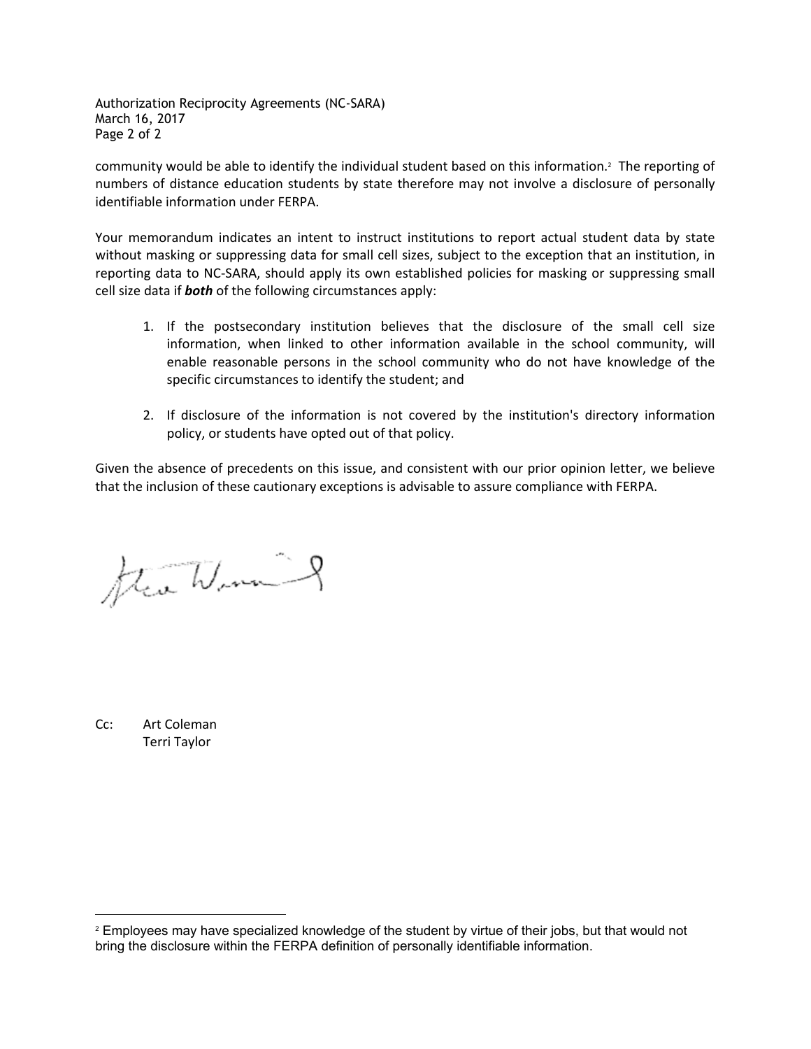community would be able to identify the individual student based on this information.[2] The reporting of numbers of distance education students by state therefore may not involve a disclosure of personally identifiable information under FERPA.

Your memorandum indicates an intent to instruct institutions to report actual student data by state without masking or suppressing data for small cell sizes, subject to the exception that an institution, in reporting data to NC-SARA, should apply its own established policies for masking or suppressing small cell size data if ***both*** of the following circumstances apply:

1. If the postsecondary institution believes that the disclosure of the small cell size information, when linked to other information available in the school community, will enable reasonable persons in the school community who do not have knowledge of the specific circumstances to identify the student; and

2. If disclosure of the information is not covered by the institution's directory information policy, or students have opted out of that policy.

Given the absence of precedents on this issue, and consistent with our prior opinion letter, we believe that the inclusion of these cautionary exceptions is advisable to assure compliance with FERPA.

Cc: Art Coleman
Terri Taylor

[2] Employees may have specialized knowledge of the student by virtue of their jobs, but that would not bring the disclosure within the FERPA definition of personally identifiable information.